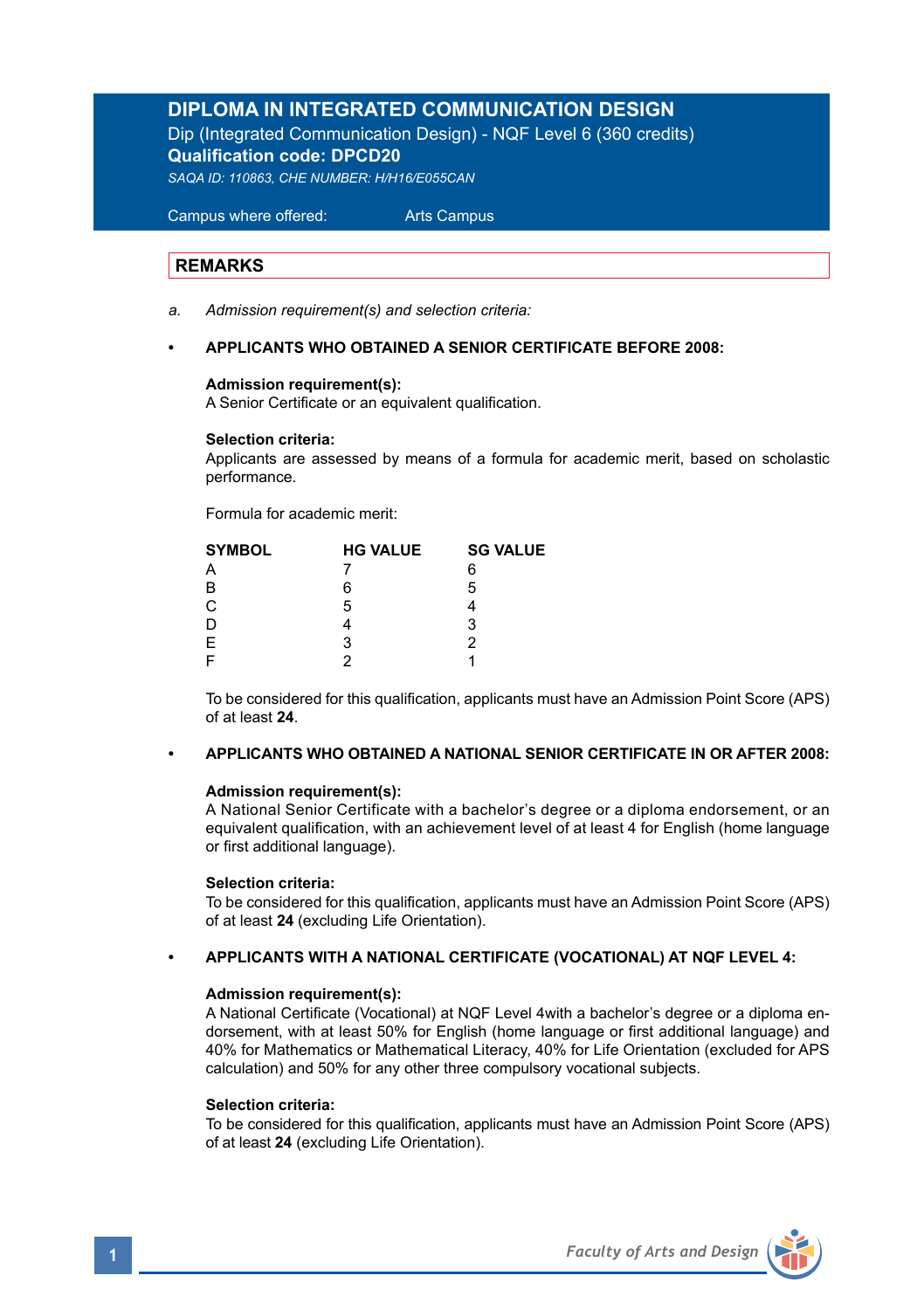# DIPLOMA IN INTEGRATED COMMUNICATION DESIGN

Dip (Integrated Communication Design) - NQF Level 6 (360 credits)

**Qualification code: DPCD20**

*SAQA ID: 110863, CHE NUMBER: H/H16/E055CAN*

Campus where offered: Arts Campus

## REMARKS

a. *Admission requirement(s) and selection criteria:*

- **APPLICANTS WHO OBTAINED A SENIOR CERTIFICATE BEFORE 2008:**

  **Admission requirement(s):**
  A Senior Certificate or an equivalent qualification.

  **Selection criteria:**
  Applicants are assessed by means of a formula for academic merit, based on scholastic performance.

  Formula for academic merit:

  | SYMBOL | HG VALUE | SG VALUE |
  |---|---|---|
  | A | 7 | 6 |
  | B | 6 | 5 |
  | C | 5 | 4 |
  | D | 4 | 3 |
  | E | 3 | 2 |
  | F | 2 | 1 |

  To be considered for this qualification, applicants must have an Admission Point Score (APS) of at least **24**.

- **APPLICANTS WHO OBTAINED A NATIONAL SENIOR CERTIFICATE IN OR AFTER 2008:**

  **Admission requirement(s):**
  A National Senior Certificate with a bachelor's degree or a diploma endorsement, or an equivalent qualification, with an achievement level of at least 4 for English (home language or first additional language).

  **Selection criteria:**
  To be considered for this qualification, applicants must have an Admission Point Score (APS) of at least **24** (excluding Life Orientation).

- **APPLICANTS WITH A NATIONAL CERTIFICATE (VOCATIONAL) AT NQF LEVEL 4:**

  **Admission requirement(s):**
  A National Certificate (Vocational) at NQF Level 4with a bachelor's degree or a diploma endorsement, with at least 50% for English (home language or first additional language) and 40% for Mathematics or Mathematical Literacy, 40% for Life Orientation (excluded for APS calculation) and 50% for any other three compulsory vocational subjects.

  **Selection criteria:**
  To be considered for this qualification, applicants must have an Admission Point Score (APS) of at least **24** (excluding Life Orientation).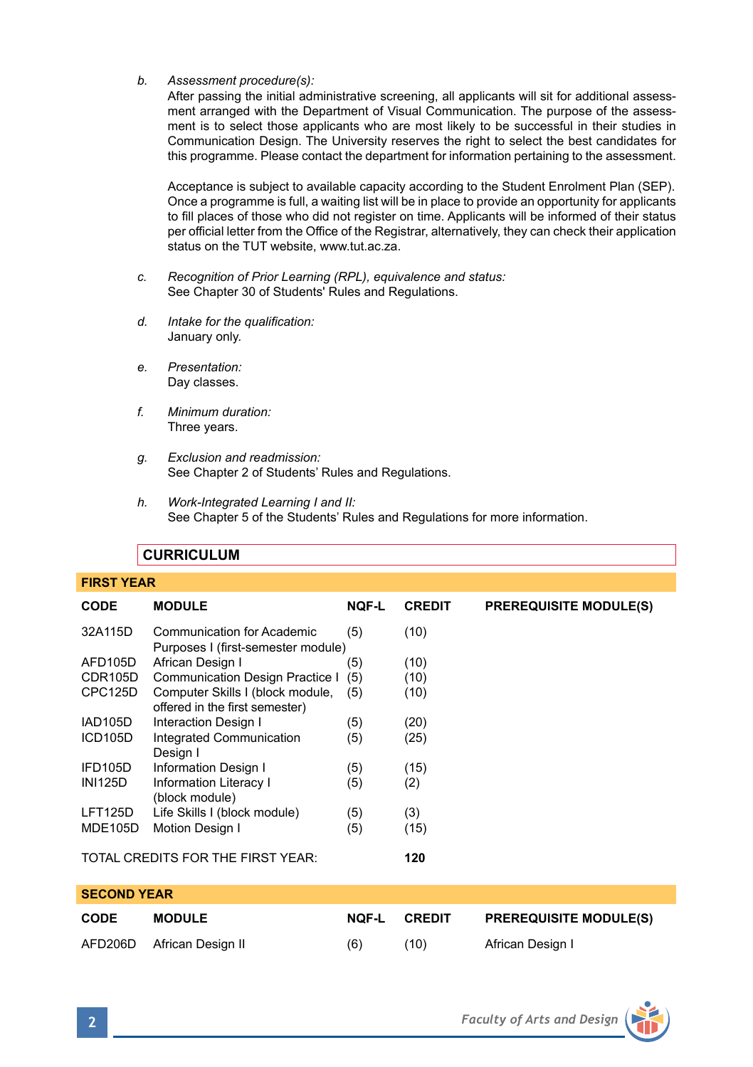*b. Assessment procedure(s):*
After passing the initial administrative screening, all applicants will sit for additional assessment arranged with the Department of Visual Communication. The purpose of the assessment is to select those applicants who are most likely to be successful in their studies in Communication Design. The University reserves the right to select the best candidates for this programme. Please contact the department for information pertaining to the assessment.

Acceptance is subject to available capacity according to the Student Enrolment Plan (SEP). Once a programme is full, a waiting list will be in place to provide an opportunity for applicants to fill places of those who did not register on time. Applicants will be informed of their status per official letter from the Office of the Registrar, alternatively, they can check their application status on the TUT website, www.tut.ac.za.

*c. Recognition of Prior Learning (RPL), equivalence and status:*
See Chapter 30 of Students' Rules and Regulations.

*d. Intake for the qualification:*
January only.

*e. Presentation:*
Day classes.

*f. Minimum duration:*
Three years.

*g. Exclusion and readmission:*
See Chapter 2 of Students' Rules and Regulations.

*h. Work-Integrated Learning I and II:*
See Chapter 5 of the Students' Rules and Regulations for more information.

## CURRICULUM

### FIRST YEAR

| CODE | MODULE | NQF-L | CREDIT | PREREQUISITE MODULE(S) |
|---|---|---|---|---|
| 32A115D | Communication for Academic Purposes I (first-semester module) | (5) | (10) | |
| AFD105D | African Design I | (5) | (10) | |
| CDR105D | Communication Design Practice I | (5) | (10) | |
| CPC125D | Computer Skills I (block module, offered in the first semester) | (5) | (10) | |
| IAD105D | Interaction Design I | (5) | (20) | |
| ICD105D | Integrated Communication Design I | (5) | (25) | |
| IFD105D | Information Design I | (5) | (15) | |
| INI125D | Information Literacy I (block module) | (5) | (2) | |
| LFT125D | Life Skills I (block module) | (5) | (3) | |
| MDE105D | Motion Design I | (5) | (15) | |

TOTAL CREDITS FOR THE FIRST YEAR: **120**

### SECOND YEAR

| CODE | MODULE | NQF-L | CREDIT | PREREQUISITE MODULE(S) |
|---|---|---|---|---|
| AFD206D | African Design II | (6) | (10) | African Design I |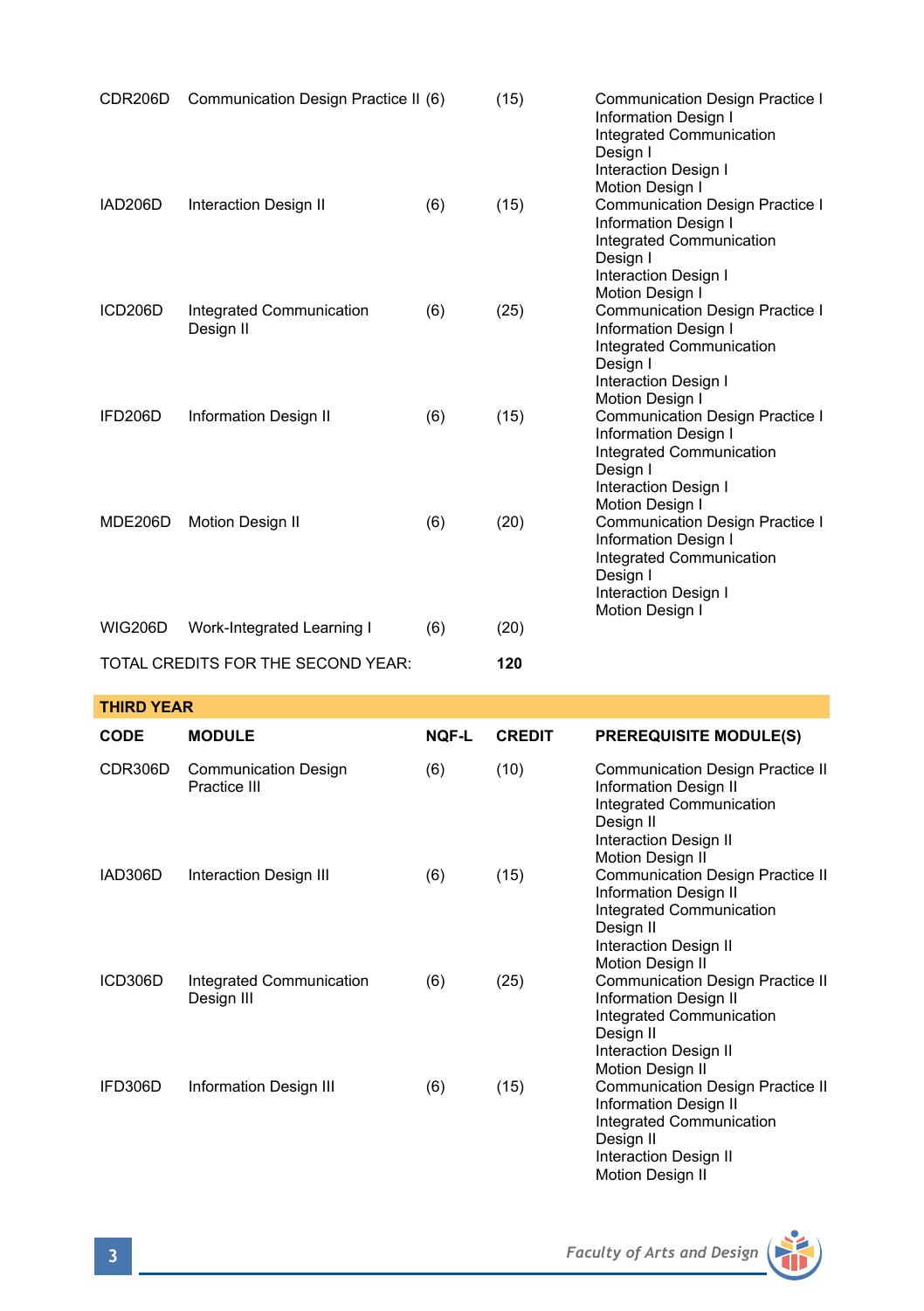| CODE | MODULE | NQF-L | CREDIT | PREREQUISITE MODULE(S) |
|---|---|---|---|---|
| CDR206D | Communication Design Practice II | (6) | (15) | Communication Design Practice I<br>Information Design I<br>Integrated Communication Design I<br>Interaction Design I<br>Motion Design I |
| IAD206D | Interaction Design II | (6) | (15) | Communication Design Practice I<br>Information Design I<br>Integrated Communication Design I<br>Interaction Design I<br>Motion Design I |
| ICD206D | Integrated Communication Design II | (6) | (25) | Communication Design Practice I<br>Information Design I<br>Integrated Communication Design I<br>Interaction Design I<br>Motion Design I |
| IFD206D | Information Design II | (6) | (15) | Communication Design Practice I<br>Information Design I<br>Integrated Communication Design I<br>Interaction Design I<br>Motion Design I |
| MDE206D | Motion Design II | (6) | (20) | Communication Design Practice I<br>Information Design I<br>Integrated Communication Design I<br>Interaction Design I<br>Motion Design I |
| WIG206D | Work-Integrated Learning I | (6) | (20) | |
| TOTAL CREDITS FOR THE SECOND YEAR: | | | **120** | |

**THIRD YEAR**

| **CODE** | **MODULE** | **NQF-L** | **CREDIT** | **PREREQUISITE MODULE(S)** |
|---|---|---|---|---|
| CDR306D | Communication Design Practice III | (6) | (10) | Communication Design Practice II<br>Information Design II<br>Integrated Communication Design II<br>Interaction Design II<br>Motion Design II |
| IAD306D | Interaction Design III | (6) | (15) | Communication Design Practice II<br>Information Design II<br>Integrated Communication Design II<br>Interaction Design II<br>Motion Design II |
| ICD306D | Integrated Communication Design III | (6) | (25) | Communication Design Practice II<br>Information Design II<br>Integrated Communication Design II<br>Interaction Design II<br>Motion Design II |
| IFD306D | Information Design III | (6) | (15) | Communication Design Practice II<br>Information Design II<br>Integrated Communication Design II<br>Interaction Design II<br>Motion Design II |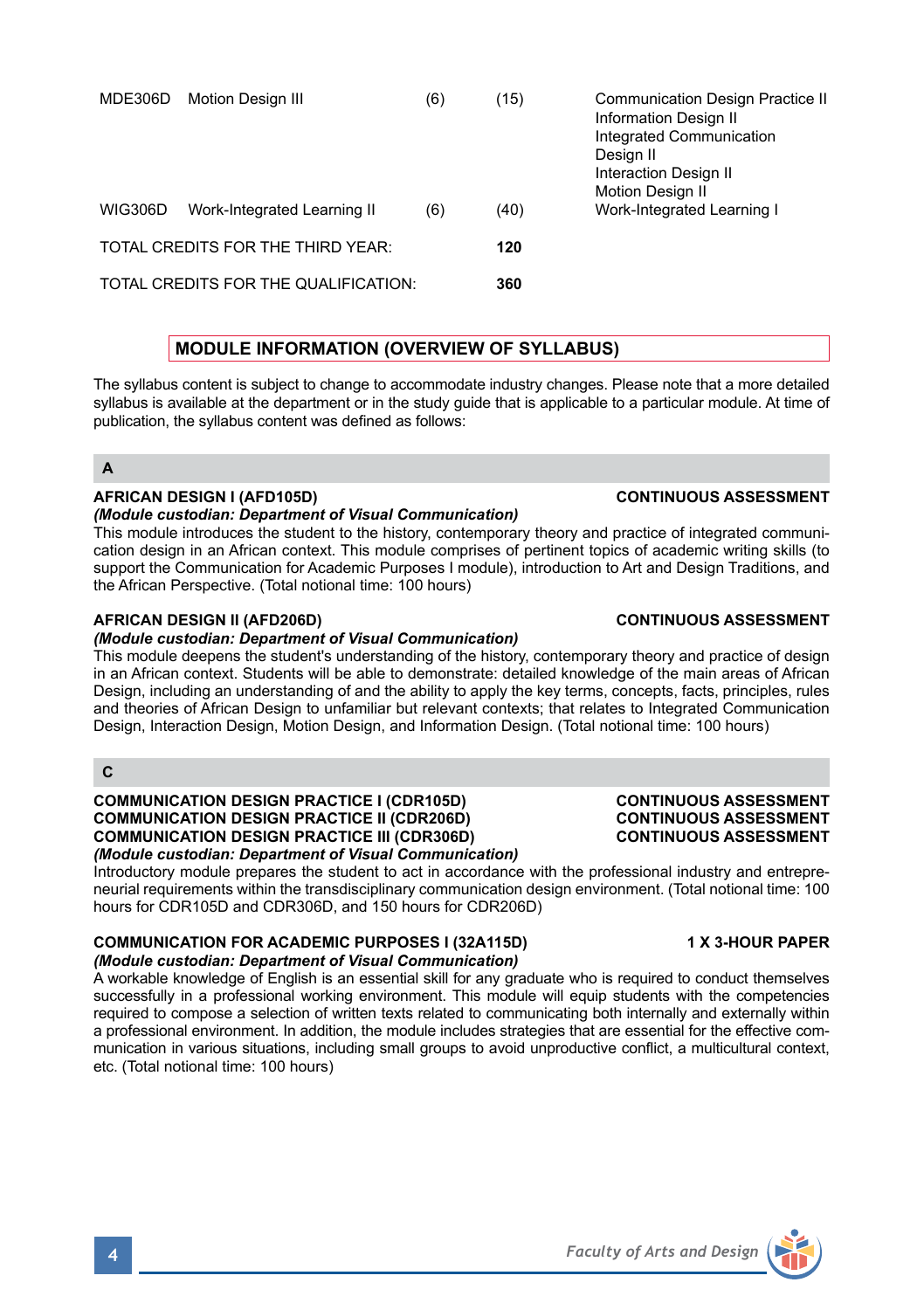| | | | | |
|---|---|---|---|---|
| MDE306D | Motion Design III | (6) | (15) | Communication Design Practice II<br>Information Design II<br>Integrated Communication Design II<br>Interaction Design II<br>Motion Design II |
| WIG306D | Work-Integrated Learning II | (6) | (40) | Work-Integrated Learning I |
| TOTAL CREDITS FOR THE THIRD YEAR: | | | **120** | |
| TOTAL CREDITS FOR THE QUALIFICATION: | | | **360** | |

## MODULE INFORMATION (OVERVIEW OF SYLLABUS)

The syllabus content is subject to change to accommodate industry changes. Please note that a more detailed syllabus is available at the department or in the study guide that is applicable to a particular module. At time of publication, the syllabus content was defined as follows:

### A

**AFRICAN DESIGN I (AFD105D)** — **CONTINUOUS ASSESSMENT**

***(Module custodian: Department of Visual Communication)***

This module introduces the student to the history, contemporary theory and practice of integrated communication design in an African context. This module comprises of pertinent topics of academic writing skills (to support the Communication for Academic Purposes I module), introduction to Art and Design Traditions, and the African Perspective. (Total notional time: 100 hours)

**AFRICAN DESIGN II (AFD206D)** — **CONTINUOUS ASSESSMENT**

***(Module custodian: Department of Visual Communication)***

This module deepens the student's understanding of the history, contemporary theory and practice of design in an African context. Students will be able to demonstrate: detailed knowledge of the main areas of African Design, including an understanding of and the ability to apply the key terms, concepts, facts, principles, rules and theories of African Design to unfamiliar but relevant contexts; that relates to Integrated Communication Design, Interaction Design, Motion Design, and Information Design. (Total notional time: 100 hours)

### C

**COMMUNICATION DESIGN PRACTICE I (CDR105D)** — **CONTINUOUS ASSESSMENT**
**COMMUNICATION DESIGN PRACTICE II (CDR206D)** — **CONTINUOUS ASSESSMENT**
**COMMUNICATION DESIGN PRACTICE III (CDR306D)** — **CONTINUOUS ASSESSMENT**

***(Module custodian: Department of Visual Communication)***

Introductory module prepares the student to act in accordance with the professional industry and entrepreneurial requirements within the transdisciplinary communication design environment. (Total notional time: 100 hours for CDR105D and CDR306D, and 150 hours for CDR206D)

**COMMUNICATION FOR ACADEMIC PURPOSES I (32A115D)** — **1 X 3-HOUR PAPER**

***(Module custodian: Department of Visual Communication)***

A workable knowledge of English is an essential skill for any graduate who is required to conduct themselves successfully in a professional working environment. This module will equip students with the competencies required to compose a selection of written texts related to communicating both internally and externally within a professional environment. In addition, the module includes strategies that are essential for the effective communication in various situations, including small groups to avoid unproductive conflict, a multicultural context, etc. (Total notional time: 100 hours)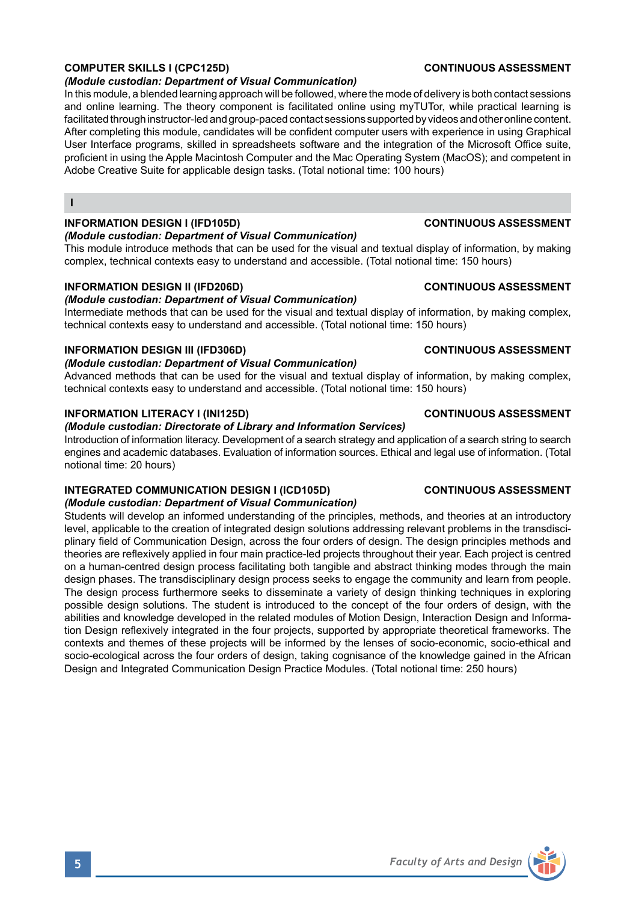**COMPUTER SKILLS I (CPC125D)** **CONTINUOUS ASSESSMENT**
*(Module custodian: Department of Visual Communication)*
In this module, a blended learning approach will be followed, where the mode of delivery is both contact sessions and online learning. The theory component is facilitated online using myTUTor, while practical learning is facilitated through instructor-led and group-paced contact sessions supported by videos and other online content. After completing this module, candidates will be confident computer users with experience in using Graphical User Interface programs, skilled in spreadsheets software and the integration of the Microsoft Office suite, proficient in using the Apple Macintosh Computer and the Mac Operating System (MacOS); and competent in Adobe Creative Suite for applicable design tasks. (Total notional time: 100 hours)

## I

**INFORMATION DESIGN I (IFD105D)** **CONTINUOUS ASSESSMENT**
*(Module custodian: Department of Visual Communication)*
This module introduce methods that can be used for the visual and textual display of information, by making complex, technical contexts easy to understand and accessible. (Total notional time: 150 hours)

**INFORMATION DESIGN II (IFD206D)** **CONTINUOUS ASSESSMENT**
*(Module custodian: Department of Visual Communication)*
Intermediate methods that can be used for the visual and textual display of information, by making complex, technical contexts easy to understand and accessible. (Total notional time: 150 hours)

**INFORMATION DESIGN III (IFD306D)** **CONTINUOUS ASSESSMENT**
*(Module custodian: Department of Visual Communication)*
Advanced methods that can be used for the visual and textual display of information, by making complex, technical contexts easy to understand and accessible. (Total notional time: 150 hours)

**INFORMATION LITERACY I (INI125D)** **CONTINUOUS ASSESSMENT**
*(Module custodian: Directorate of Library and Information Services)*
Introduction of information literacy. Development of a search strategy and application of a search string to search engines and academic databases. Evaluation of information sources. Ethical and legal use of information. (Total notional time: 20 hours)

**INTEGRATED COMMUNICATION DESIGN I (ICD105D)** **CONTINUOUS ASSESSMENT**
*(Module custodian: Department of Visual Communication)*
Students will develop an informed understanding of the principles, methods, and theories at an introductory level, applicable to the creation of integrated design solutions addressing relevant problems in the transdisciplinary field of Communication Design, across the four orders of design. The design principles methods and theories are reflexively applied in four main practice-led projects throughout their year. Each project is centred on a human-centred design process facilitating both tangible and abstract thinking modes through the main design phases. The transdisciplinary design process seeks to engage the community and learn from people. The design process furthermore seeks to disseminate a variety of design thinking techniques in exploring possible design solutions. The student is introduced to the concept of the four orders of design, with the abilities and knowledge developed in the related modules of Motion Design, Interaction Design and Information Design reflexively integrated in the four projects, supported by appropriate theoretical frameworks. The contexts and themes of these projects will be informed by the lenses of socio-economic, socio-ethical and socio-ecological across the four orders of design, taking cognisance of the knowledge gained in the African Design and Integrated Communication Design Practice Modules. (Total notional time: 250 hours)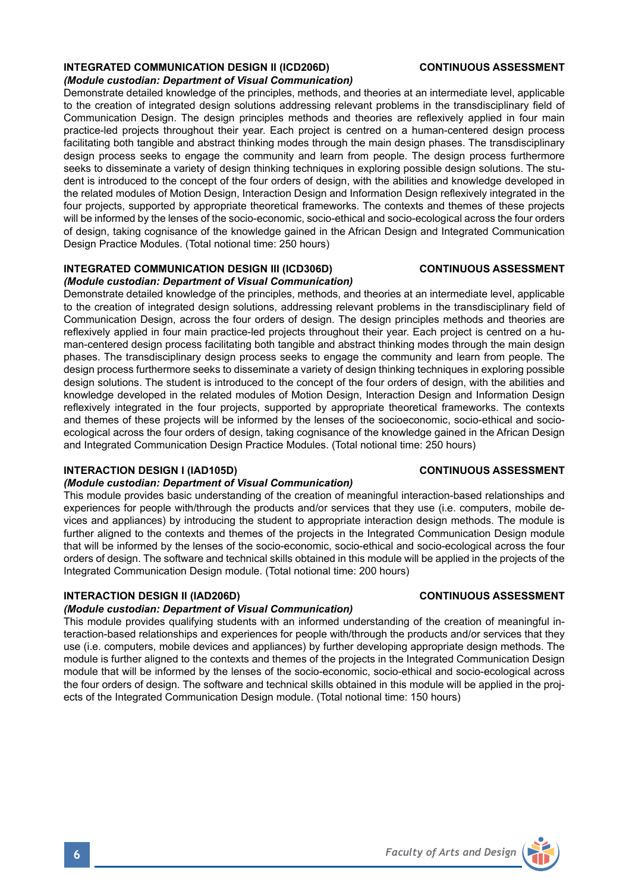**INTEGRATED COMMUNICATION DESIGN II (ICD206D) — CONTINUOUS ASSESSMENT**

***(Module custodian: Department of Visual Communication)***

Demonstrate detailed knowledge of the principles, methods, and theories at an intermediate level, applicable to the creation of integrated design solutions addressing relevant problems in the transdisciplinary field of Communication Design. The design principles methods and theories are reflexively applied in four main practice-led projects throughout their year. Each project is centred on a human-centered design process facilitating both tangible and abstract thinking modes through the main design phases. The transdisciplinary design process seeks to engage the community and learn from people. The design process furthermore seeks to disseminate a variety of design thinking techniques in exploring possible design solutions. The student is introduced to the concept of the four orders of design, with the abilities and knowledge developed in the related modules of Motion Design, Interaction Design and Information Design reflexively integrated in the four projects, supported by appropriate theoretical frameworks. The contexts and themes of these projects will be informed by the lenses of the socio-economic, socio-ethical and socio-ecological across the four orders of design, taking cognisance of the knowledge gained in the African Design and Integrated Communication Design Practice Modules. (Total notional time: 250 hours)

**INTEGRATED COMMUNICATION DESIGN III (ICD306D) — CONTINUOUS ASSESSMENT**

***(Module custodian: Department of Visual Communication)***

Demonstrate detailed knowledge of the principles, methods, and theories at an intermediate level, applicable to the creation of integrated design solutions, addressing relevant problems in the transdisciplinary field of Communication Design, across the four orders of design. The design principles methods and theories are reflexively applied in four main practice-led projects throughout their year. Each project is centred on a human-centered design process facilitating both tangible and abstract thinking modes through the main design phases. The transdisciplinary design process seeks to engage the community and learn from people. The design process furthermore seeks to disseminate a variety of design thinking techniques in exploring possible design solutions. The student is introduced to the concept of the four orders of design, with the abilities and knowledge developed in the related modules of Motion Design, Interaction Design and Information Design reflexively integrated in the four projects, supported by appropriate theoretical frameworks. The contexts and themes of these projects will be informed by the lenses of the socioeconomic, socio-ethical and socio-ecological across the four orders of design, taking cognisance of the knowledge gained in the African Design and Integrated Communication Design Practice Modules. (Total notional time: 250 hours)

**INTERACTION DESIGN I (IAD105D) — CONTINUOUS ASSESSMENT**

***(Module custodian: Department of Visual Communication)***

This module provides basic understanding of the creation of meaningful interaction-based relationships and experiences for people with/through the products and/or services that they use (i.e. computers, mobile devices and appliances) by introducing the student to appropriate interaction design methods. The module is further aligned to the contexts and themes of the projects in the Integrated Communication Design module that will be informed by the lenses of the socio-economic, socio-ethical and socio-ecological across the four orders of design. The software and technical skills obtained in this module will be applied in the projects of the Integrated Communication Design module. (Total notional time: 200 hours)

**INTERACTION DESIGN II (IAD206D) — CONTINUOUS ASSESSMENT**

***(Module custodian: Department of Visual Communication)***

This module provides qualifying students with an informed understanding of the creation of meaningful interaction-based relationships and experiences for people with/through the products and/or services that they use (i.e. computers, mobile devices and appliances) by further developing appropriate design methods. The module is further aligned to the contexts and themes of the projects in the Integrated Communication Design module that will be informed by the lenses of the socio-economic, socio-ethical and socio-ecological across the four orders of design. The software and technical skills obtained in this module will be applied in the projects of the Integrated Communication Design module. (Total notional time: 150 hours)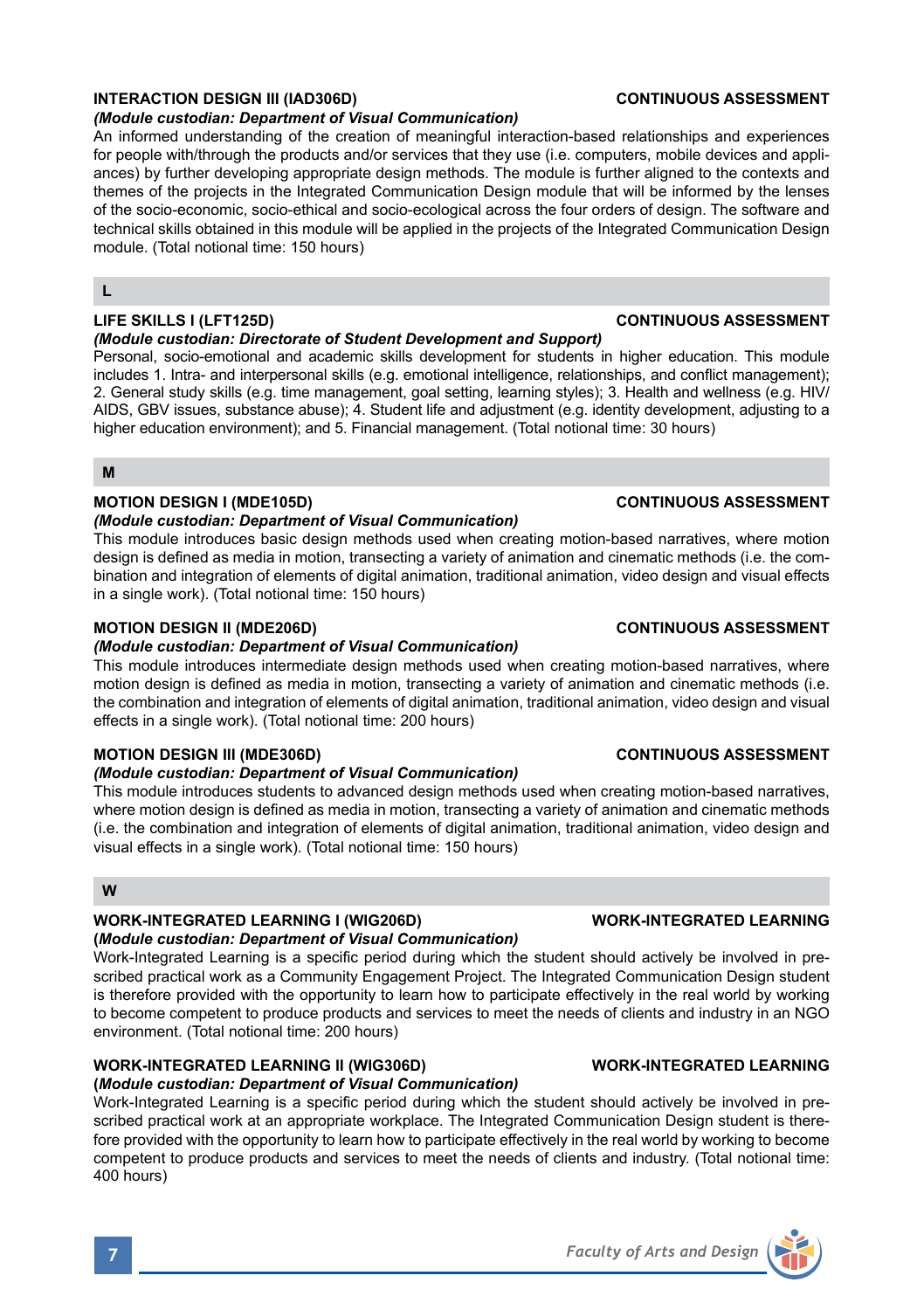**INTERACTION DESIGN III (IAD306D)** **CONTINUOUS ASSESSMENT**

***(Module custodian: Department of Visual Communication)***

An informed understanding of the creation of meaningful interaction-based relationships and experiences for people with/through the products and/or services that they use (i.e. computers, mobile devices and appliances) by further developing appropriate design methods. The module is further aligned to the contexts and themes of the projects in the Integrated Communication Design module that will be informed by the lenses of the socio-economic, socio-ethical and socio-ecological across the four orders of design. The software and technical skills obtained in this module will be applied in the projects of the Integrated Communication Design module. (Total notional time: 150 hours)

## L

**LIFE SKILLS I (LFT125D)** **CONTINUOUS ASSESSMENT**

***(Module custodian: Directorate of Student Development and Support)***

Personal, socio-emotional and academic skills development for students in higher education. This module includes 1. Intra- and interpersonal skills (e.g. emotional intelligence, relationships, and conflict management); 2. General study skills (e.g. time management, goal setting, learning styles); 3. Health and wellness (e.g. HIV/AIDS, GBV issues, substance abuse); 4. Student life and adjustment (e.g. identity development, adjusting to a higher education environment); and 5. Financial management. (Total notional time: 30 hours)

## M

**MOTION DESIGN I (MDE105D)** **CONTINUOUS ASSESSMENT**

***(Module custodian: Department of Visual Communication)***

This module introduces basic design methods used when creating motion-based narratives, where motion design is defined as media in motion, transecting a variety of animation and cinematic methods (i.e. the combination and integration of elements of digital animation, traditional animation, video design and visual effects in a single work). (Total notional time: 150 hours)

**MOTION DESIGN II (MDE206D)** **CONTINUOUS ASSESSMENT**

***(Module custodian: Department of Visual Communication)***

This module introduces intermediate design methods used when creating motion-based narratives, where motion design is defined as media in motion, transecting a variety of animation and cinematic methods (i.e. the combination and integration of elements of digital animation, traditional animation, video design and visual effects in a single work). (Total notional time: 200 hours)

**MOTION DESIGN III (MDE306D)** **CONTINUOUS ASSESSMENT**

***(Module custodian: Department of Visual Communication)***

This module introduces students to advanced design methods used when creating motion-based narratives, where motion design is defined as media in motion, transecting a variety of animation and cinematic methods (i.e. the combination and integration of elements of digital animation, traditional animation, video design and visual effects in a single work). (Total notional time: 150 hours)

## W

**WORK-INTEGRATED LEARNING I (WIG206D)** **WORK-INTEGRATED LEARNING**

**(*Module custodian: Department of Visual Communication)***

Work-Integrated Learning is a specific period during which the student should actively be involved in prescribed practical work as a Community Engagement Project. The Integrated Communication Design student is therefore provided with the opportunity to learn how to participate effectively in the real world by working to become competent to produce products and services to meet the needs of clients and industry in an NGO environment. (Total notional time: 200 hours)

**WORK-INTEGRATED LEARNING II (WIG306D)** **WORK-INTEGRATED LEARNING**

**(*Module custodian: Department of Visual Communication)***

Work-Integrated Learning is a specific period during which the student should actively be involved in prescribed practical work at an appropriate workplace. The Integrated Communication Design student is therefore provided with the opportunity to learn how to participate effectively in the real world by working to become competent to produce products and services to meet the needs of clients and industry. (Total notional time: 400 hours)